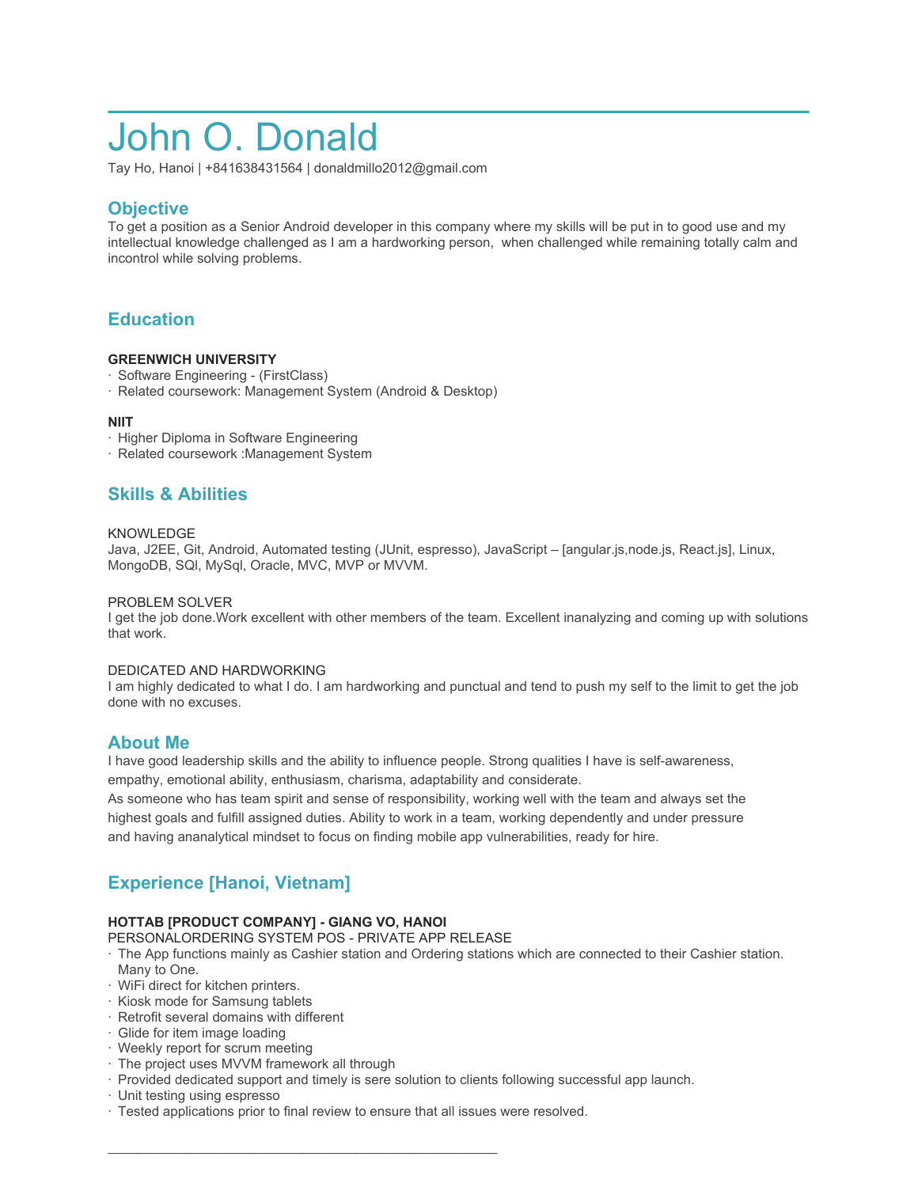# John O. Donald

Tay Ho, Hanoi | +841638431564 | donaldmillo2012@gmail.com

## Objective

To get a position as a Senior Android developer in this company where my skills will be put in to good use and my intellectual knowledge challenged as I am a hardworking person,  when challenged while remaining totally calm and incontrol while solving problems.

## Education

**GREENWICH UNIVERSITY**

- Software Engineering - (FirstClass)
- Related coursework: Management System (Android & Desktop)

**NIIT**

- Higher Diploma in Software Engineering
- Related coursework :Management System

## Skills & Abilities

KNOWLEDGE

Java, J2EE, Git, Android, Automated testing (JUnit, espresso), JavaScript – [angular.js,node.js, React.js], Linux, MongoDB, SQl, MySql, Oracle, MVC, MVP or MVVM.

PROBLEM SOLVER

I get the job done.Work excellent with other members of the team. Excellent inanalyzing and coming up with solutions that work.

DEDICATED AND HARDWORKING

I am highly dedicated to what I do. I am hardworking and punctual and tend to push my self to the limit to get the job done with no excuses.

## About Me

I have good leadership skills and the ability to influence people. Strong qualities I have is self-awareness, empathy, emotional ability, enthusiasm, charisma, adaptability and considerate.

As someone who has team spirit and sense of responsibility, working well with the team and always set the highest goals and fulfill assigned duties. Ability to work in a team, working dependently and under pressure and having ananalytical mindset to focus on finding mobile app vulnerabilities, ready for hire.

## Experience [Hanoi, Vietnam]

**HOTTAB [PRODUCT COMPANY] - GIANG VO, HANOI**

PERSONALORDERING SYSTEM POS - PRIVATE APP RELEASE

- The App functions mainly as Cashier station and Ordering stations which are connected to their Cashier station. Many to One.
- WiFi direct for kitchen printers.
- Kiosk mode for Samsung tablets
- Retrofit several domains with different
- Glide for item image loading
- Weekly report for scrum meeting
- The project uses MVVM framework all through
- Provided dedicated support and timely is sere solution to clients following successful app launch.
- Unit testing using espresso
- Tested applications prior to final review to ensure that all issues were resolved.

---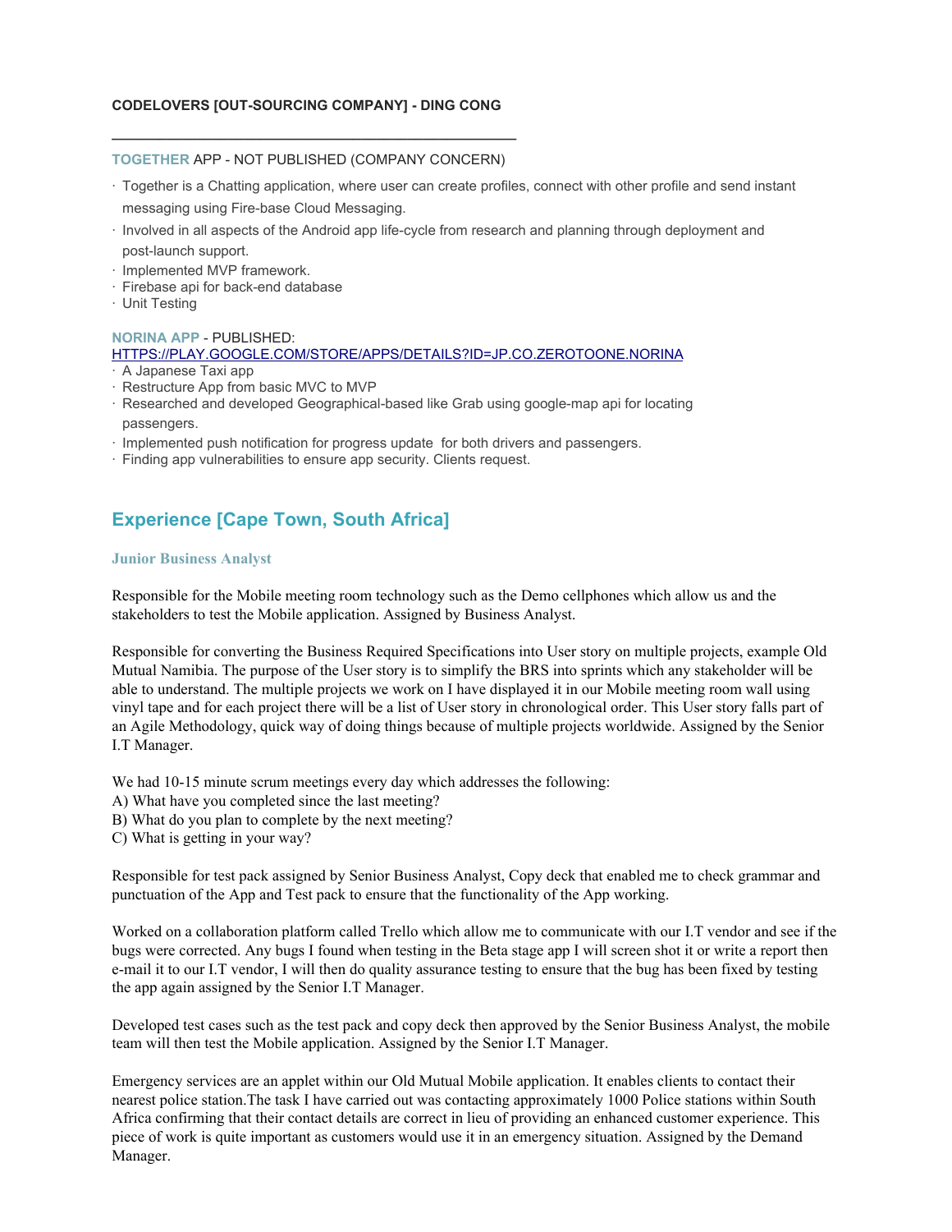**CODELOVERS [OUT-SOURCING COMPANY] - DING CONG**

---

**TOGETHER** APP - NOT PUBLISHED (COMPANY CONCERN)

- Together is a Chatting application, where user can create profiles, connect with other profile and send instant messaging using Fire-base Cloud Messaging.
- Involved in all aspects of the Android app life-cycle from research and planning through deployment and post-launch support.
- Implemented MVP framework.
- Firebase api for back-end database
- Unit Testing

**NORINA APP** - PUBLISHED: [HTTPS://PLAY.GOOGLE.COM/STORE/APPS/DETAILS?ID=JP.CO.ZEROTOONE.NORINA](HTTPS://PLAY.GOOGLE.COM/STORE/APPS/DETAILS?ID=JP.CO.ZEROTOONE.NORINA)

- A Japanese Taxi app
- Restructure App from basic MVC to MVP
- Researched and developed Geographical-based like Grab using google-map api for locating passengers.
- Implemented push notification for progress update for both drivers and passengers.
- Finding app vulnerabilities to ensure app security. Clients request.

## Experience [Cape Town, South Africa]

### Junior Business Analyst

Responsible for the Mobile meeting room technology such as the Demo cellphones which allow us and the stakeholders to test the Mobile application. Assigned by Business Analyst.

Responsible for converting the Business Required Specifications into User story on multiple projects, example Old Mutual Namibia. The purpose of the User story is to simplify the BRS into sprints which any stakeholder will be able to understand. The multiple projects we work on I have displayed it in our Mobile meeting room wall using vinyl tape and for each project there will be a list of User story in chronological order. This User story falls part of an Agile Methodology, quick way of doing things because of multiple projects worldwide. Assigned by the Senior I.T Manager.

We had 10-15 minute scrum meetings every day which addresses the following:
A) What have you completed since the last meeting?
B) What do you plan to complete by the next meeting?
C) What is getting in your way?

Responsible for test pack assigned by Senior Business Analyst, Copy deck that enabled me to check grammar and punctuation of the App and Test pack to ensure that the functionality of the App working.

Worked on a collaboration platform called Trello which allow me to communicate with our I.T vendor and see if the bugs were corrected. Any bugs I found when testing in the Beta stage app I will screen shot it or write a report then e-mail it to our I.T vendor, I will then do quality assurance testing to ensure that the bug has been fixed by testing the app again assigned by the Senior I.T Manager.

Developed test cases such as the test pack and copy deck then approved by the Senior Business Analyst, the mobile team will then test the Mobile application. Assigned by the Senior I.T Manager.

Emergency services are an applet within our Old Mutual Mobile application. It enables clients to contact their nearest police station.The task I have carried out was contacting approximately 1000 Police stations within South Africa confirming that their contact details are correct in lieu of providing an enhanced customer experience. This piece of work is quite important as customers would use it in an emergency situation. Assigned by the Demand Manager.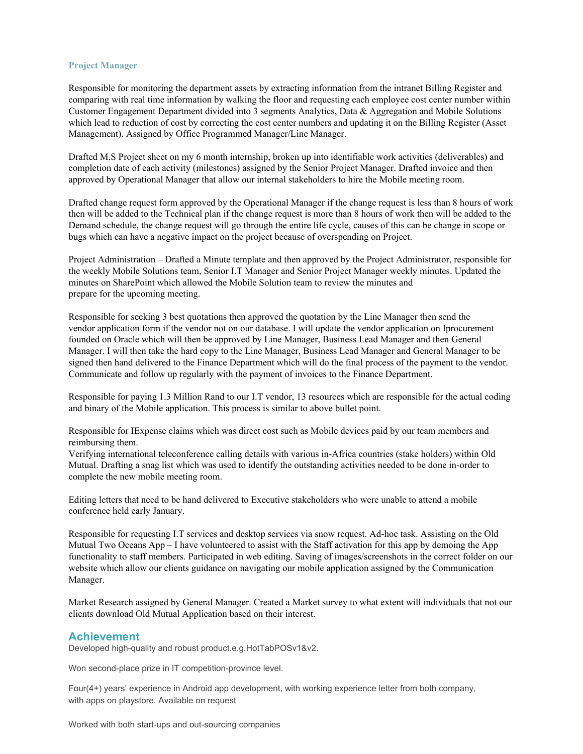### Project Manager

Responsible for monitoring the department assets by extracting information from the intranet Billing Register and comparing with real time information by walking the floor and requesting each employee cost center number within Customer Engagement Department divided into 3 segments Analytics, Data & Aggregation and Mobile Solutions which lead to reduction of cost by correcting the cost center numbers and updating it on the Billing Register (Asset Management). Assigned by Office Programmed Manager/Line Manager.

Drafted M.S Project sheet on my 6 month internship, broken up into identifiable work activities (deliverables) and completion date of each activity (milestones) assigned by the Senior Project Manager. Drafted invoice and then approved by Operational Manager that allow our internal stakeholders to hire the Mobile meeting room.

Drafted change request form approved by the Operational Manager if the change request is less than 8 hours of work then will be added to the Technical plan if the change request is more than 8 hours of work then will be added to the Demand schedule, the change request will go through the entire life cycle, causes of this can be change in scope or bugs which can have a negative impact on the project because of overspending on Project.

Project Administration – Drafted a Minute template and then approved by the Project Administrator, responsible for the weekly Mobile Solutions team, Senior I.T Manager and Senior Project Manager weekly minutes. Updated the minutes on SharePoint which allowed the Mobile Solution team to review the minutes and prepare for the upcoming meeting.

Responsible for seeking 3 best quotations then approved the quotation by the Line Manager then send the vendor application form if the vendor not on our database. I will update the vendor application on Iprocurement founded on Oracle which will then be approved by Line Manager, Business Lead Manager and then General Manager. I will then take the hard copy to the Line Manager, Business Lead Manager and General Manager to be signed then hand delivered to the Finance Department which will do the final process of the payment to the vendor. Communicate and follow up regularly with the payment of invoices to the Finance Department.

Responsible for paying 1.3 Million Rand to our I.T vendor, 13 resources which are responsible for the actual coding and binary of the Mobile application. This process is similar to above bullet point.

Responsible for IExpense claims which was direct cost such as Mobile devices paid by our team members and reimbursing them.
Verifying international teleconference calling details with various in-Africa countries (stake holders) within Old Mutual. Drafting a snag list which was used to identify the outstanding activities needed to be done in-order to complete the new mobile meeting room.

Editing letters that need to be hand delivered to Executive stakeholders who were unable to attend a mobile conference held early January.

Responsible for requesting I.T services and desktop services via snow request. Ad-hoc task. Assisting on the Old Mutual Two Oceans App – I have volunteered to assist with the Staff activation for this app by demoing the App functionality to staff members. Participated in web editing. Saving of images/screenshots in the correct folder on our website which allow our clients guidance on navigating our mobile application assigned by the Communication Manager.

Market Research assigned by General Manager. Created a Market survey to what extent will individuals that not our clients download Old Mutual Application based on their interest.

## Achievement

Developed high-quality and robust product.e.g.HotTabPOSv1&v2.

Won second-place prize in IT competition-province level.

Four(4+) years' experience in Android app development, with working experience letter from both company, with apps on playstore. Available on request

Worked with both start-ups and out-sourcing companies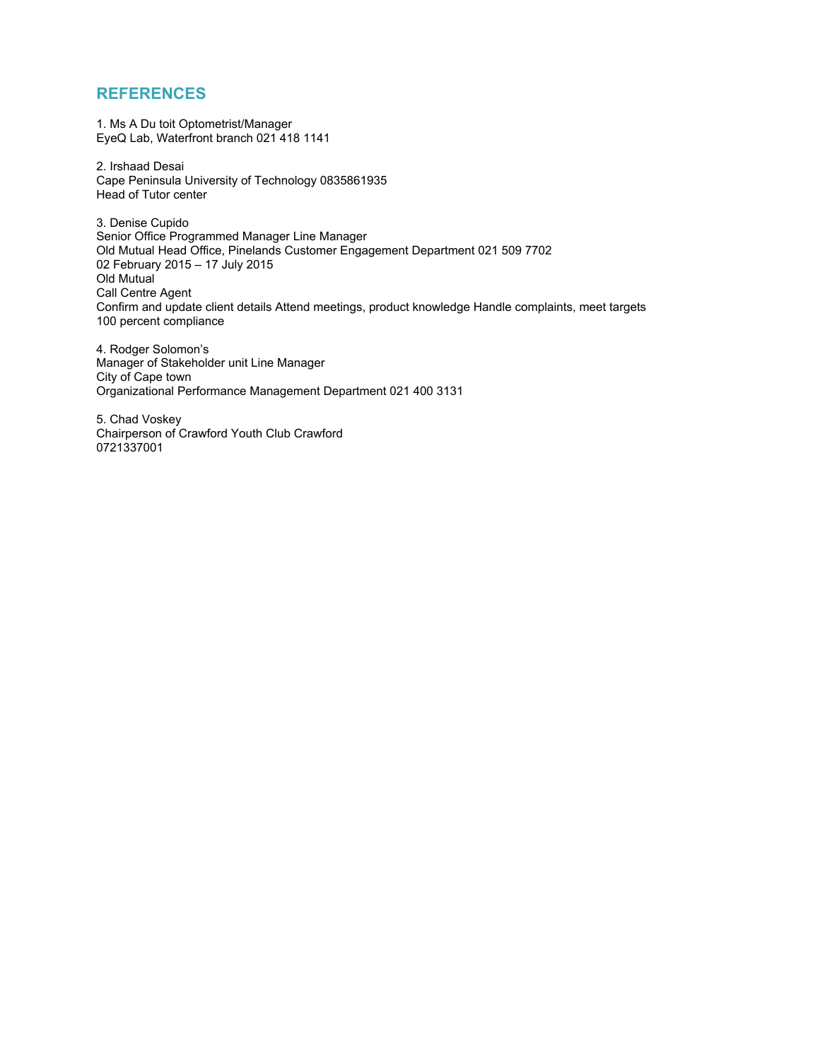## REFERENCES

1. Ms A Du toit Optometrist/Manager
EyeQ Lab, Waterfront branch 021 418 1141

2. Irshaad Desai
Cape Peninsula University of Technology 0835861935
Head of Tutor center

3. Denise Cupido
Senior Office Programmed Manager Line Manager
Old Mutual Head Office, Pinelands Customer Engagement Department 021 509 7702
02 February 2015 – 17 July 2015
Old Mutual
Call Centre Agent
Confirm and update client details Attend meetings, product knowledge Handle complaints, meet targets
100 percent compliance

4. Rodger Solomon's
Manager of Stakeholder unit Line Manager
City of Cape town
Organizational Performance Management Department 021 400 3131

5. Chad Voskey
Chairperson of Crawford Youth Club Crawford
0721337001